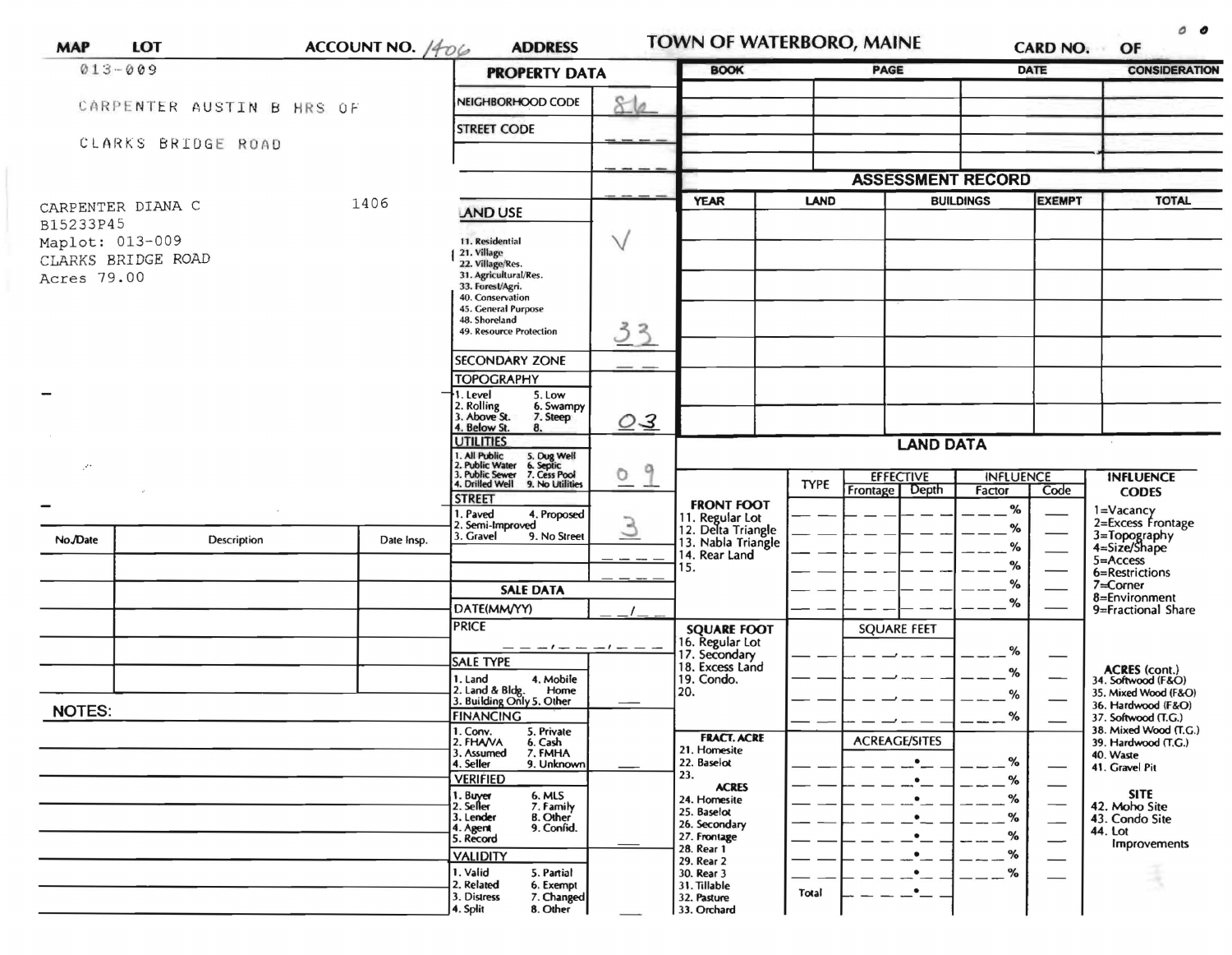| MAP | LOT | ACCOUNT NO. 1406 | ADDRESS | TOWN OF WATERBORO, MAINE | CARD NO. | OF |
|---|---|---|---|---|---|---|

013-009

CARPENTER AUSTIN B HRS OF

CLARKS BRIDGE ROAD

CARPENTER DIANA C 1406
B15233P45
Maplot: 013-009
CLARKS BRIDGE ROAD
Acres 79.00

## PROPERTY DATA

| Field | Value |
|---|---|
| NEIGHBORHOOD CODE | 86 |
| STREET CODE | |
| LAND USE (11. Residential, 21. Village, 22. Village/Res., 31. Agricultural/Res., 33. Forest/Agri., 40. Conservation, 45. General Purpose, 48. Shoreland, 49. Resource Protection) | √ 33 |
| SECONDARY ZONE | |
| TOPOGRAPHY (1. Level, 2. Rolling, 3. Above St., 4. Below St., 5. Low, 6. Swampy, 7. Steep, 8.) | 03 |
| UTILITIES (1. All Public, 2. Public Water, 3. Public Sewer, 4. Drilled Well, 5. Dug Well, 6. Septic, 7. Cess Pool, 9. No Utilities) | 0 9 |
| STREET (1. Paved, 2. Semi-Improved, 3. Gravel, 4. Proposed, 9. No Street) | 3 |

## SALE DATA

| Field | Value |
|---|---|
| DATE(MM/YY) | |
| PRICE | |
| SALE TYPE (1. Land, 2. Land & Bldg., 3. Building Only, 4. Mobile Home, 5. Other) | |
| FINANCING (1. Conv., 2. FHA/VA, 3. Assumed, 4. Seller, 5. Private, 6. Cash, 7. FMHA, 9. Unknown) | |
| VERIFIED (1. Buyer, 2. Seller, 3. Lender, 4. Agent, 5. Record, 6. MLS, 7. Family, 8. Other, 9. Confid.) | |
| VALIDITY (1. Valid, 2. Related, 3. Distress, 4. Split, 5. Partial, 6. Exempt, 7. Changed, 8. Other) | |

| BOOK | PAGE | DATE | CONSIDERATION |
|---|---|---|---|
| | | | |

## ASSESSMENT RECORD

| YEAR | LAND | BUILDINGS | EXEMPT | TOTAL |
|---|---|---|---|---|
| | | | | |

## LAND DATA

| | TYPE | EFFECTIVE Frontage | EFFECTIVE Depth | INFLUENCE Factor | INFLUENCE Code |
|---|---|---|---|---|---|
| **FRONT FOOT** 11. Regular Lot, 12. Delta Triangle, 13. Nabla Triangle, 14. Rear Land, 15. | | | | % | |
| **SQUARE FOOT** 16. Regular Lot, 17. Secondary, 18. Excess Land, 19. Condo., 20. | | SQUARE FEET | | % | |
| **FRACT. ACRE** 21. Homesite, 22. Baselot, 23. **ACRES** 24. Homesite, 25. Baselot, 26. Secondary, 27. Frontage, 28. Rear 1, 29. Rear 2, 30. Rear 3, 31. Tillable, 32. Pasture, 33. Orchard | | ACREAGE/SITES | | % | |
| | Total | | | | |

**INFLUENCE CODES**
1=Vacancy
2=Excess Frontage
3=Topography
4=Size/Shape
5=Access
6=Restrictions
7=Corner
8=Environment
9=Fractional Share

**ACRES (cont.)**
34. Softwood (F&O)
35. Mixed Wood (F&O)
36. Hardwood (F&O)
37. Softwood (T.G.)
38. Mixed Wood (T.G.)
39. Hardwood (T.G.)
40. Waste
41. Gravel Pit

**SITE**
42. Moho Site
43. Condo Site
44. Lot Improvements

| No./Date | Description | Date Insp. |
|---|---|---|
| | | |

NOTES: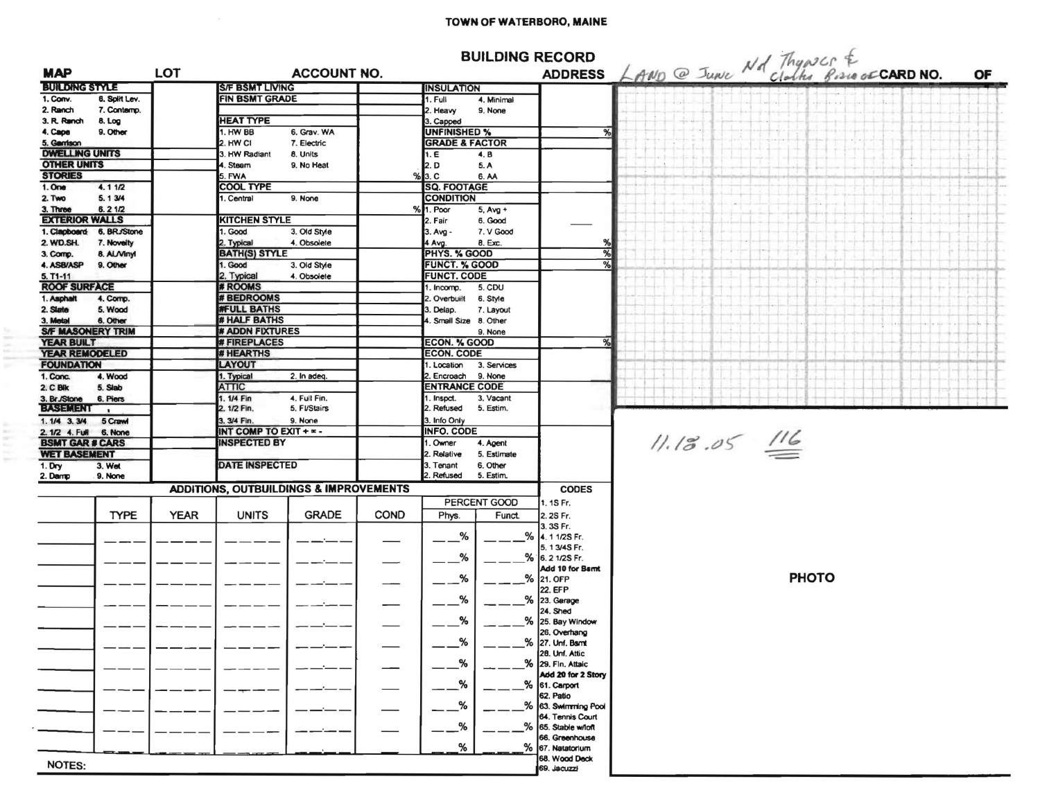**TOWN OF WATERBORO, MAINE**

# BUILDING RECORD

MAP | LOT | ACCOUNT NO. | ADDRESS *LAND @ June Rd Thyacer & Clothes Biscoe (?)* | CARD NO. | OF

| | | | | | |
|---|---|---|---|---|---|
| **BUILDING STYLE** | | **S/F BSMT LIVING** | | **INSULATION** | |
| 1. Conv. 6. Split Lev. | | **FIN BSMT GRADE** | | 1. Full 4. Minimal | |
| 2. Ranch 7. Contemp. | | | | 2. Heavy 9. None | |
| 3. R. Ranch 8. Log | | **HEAT TYPE** | | 3. Capped | |
| 4. Cape 9. Other | | 1. HW BB 6. Grav. WA | | **UNFINISHED %** | % |
| 5. Garrison | | 2. HW CI 7. Electric | | **GRADE & FACTOR** | |
| **DWELLING UNITS** | | 3. HW Radiant 8. Units | | 1. E 4. B | |
| **OTHER UNITS** | | 4. Steam 9. No Heat | | 2. D 5. A | |
| **STORIES** | | 5. FWA | % | 3. C 6. AA | |
| 1. One 4. 1 1/2 | | **COOL TYPE** | | **SQ. FOOTAGE** | |
| 2. Two 5. 1 3/4 | | 1. Central 9. None | | **CONDITION** | |
| 3. Three 6. 2 1/2 | | | % | 1. Poor 5. Avg + | |
| **EXTERIOR WALLS** | | **KITCHEN STYLE** | | 2. Fair 6. Good | |
| 1. Clapboard 6. BR./Stone | | 1. Good 3. Old Style | | 3. Avg - 7. V Good | |
| 2. WD.SH. 7. Novelty | | 2. Typical 4. Obsolete | | 4 Avg. 8. Exc. | % |
| 3. Comp. 8. AL/Vinyl | | **BATH(S) STYLE** | | **PHYS. % GOOD** | % |
| 4. ASB/ASP 9. Other | | 1. Good 3. Old Style | | **FUNCT. % GOOD** | % |
| 5. T1-11 | | 2. Typical 4. Obsolete | | **FUNCT. CODE** | |
| **ROOF SURFACE** | | **# ROOMS** | | 1. Incomp. 5. CDU | |
| 1. Asphalt 4. Comp. | | **# BEDROOMS** | | 2. Overbuilt 6. Style | |
| 2. Slate 5. Wood | | **#FULL BATHS** | | 3. Delap. 7. Layout | |
| 3. Metal 6. Other | | **# HALF BATHS** | | 4. Small Size 8. Other | |
| **S/F MASONERY TRIM** | | **# ADDN FIXTURES** | | 9. None | |
| **YEAR BUILT** | | **# FIREPLACES** | | **ECON. % GOOD** | % |
| **YEAR REMODELED** | | **# HEARTHS** | | **ECON. CODE** | |
| **FOUNDATION** | | **LAYOUT** | | 1. Location 3. Services | |
| 1. Conc. 4. Wood | | 1. Typical 2. In adeq. | | 2. Encroach 9. None | |
| 2. C Blk 5. Slab | | **ATTIC** | | **ENTRANCE CODE** | |
| 3. Br./Stone 6. Piers | | 1. 1/4 Fin 4. Full Fin. | | 1. Inspct. 3. Vacant | |
| **BASEMENT** | | 2. 1/2 Fin. 5. Fl/Stairs | | 2. Refused 5. Estim. | |
| 1. 1/4 3. 3/4 5 Crawl | | 3. 3/4 Fin. 9. None | | 3. Info Only | |
| 2. 1/2 4. Full 6. None | | **INT COMP TO EXIT + = -** | | **INFO. CODE** | |
| **BSMT GAR # CARS** | | **INSPECTED BY** | | 1. Owner 4. Agent | |
| **WET BASEMENT** | | | | 2. Relative 5. Estimate | |
| 1. Dry 3. Wet | | **DATE INSPECTED** | | 3. Tenant 6. Other | |
| 2. Damp 9. None | | | | 2. Refused 5. Estim. | |

*11.18.05 116*

## ADDITIONS, OUTBUILDINGS & IMPROVEMENTS

| | TYPE | YEAR | UNITS | GRADE | COND | PERCENT GOOD Phys. | Funct. |
|---|---|---|---|---|---|---|---|
| | | | | | | % | % |
| | | | | | | % | % |
| | | | | | | % | % |
| | | | | | | % | % |
| | | | | | | % | % |
| | | | | | | % | % |
| | | | | | | % | % |
| | | | | | | % | % |
| | | | | | | % | % |
| | | | | | | % | % |
| | | | | | | % | % |

**CODES**
1. 1S Fr.
2. 2S Fr.
3. 3S Fr.
4. 1 1/2S Fr.
5. 1 3/4S Fr.
6. 2 1/2S Fr.
**Add 10 for Bsmt**
21. OFP
22. EFP
23. Garage
24. Shed
25. Bay Window
26. Overhang
27. Unf. Bsmt
28. Unf. Attic
29. Fin. Attaic
**Add 20 for 2 Story**
61. Carport
62. Patio
63. Swimming Pool
64. Tennis Court
65. Stable w/loft
66. Greenhouse
67. Natatorium
68. Wood Deck
69. Jacuzzi

**PHOTO**

NOTES: